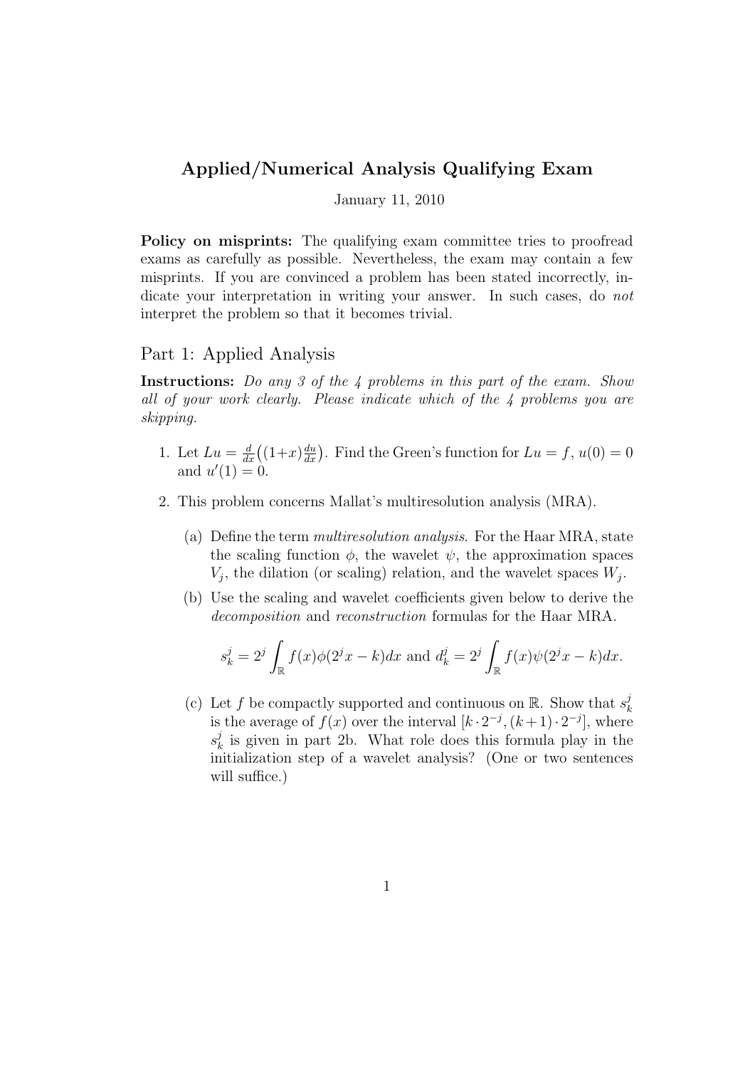# Applied/Numerical Analysis Qualifying Exam

January 11, 2010

**Policy on misprints:** The qualifying exam committee tries to proofread exams as carefully as possible. Nevertheless, the exam may contain a few misprints. If you are convinced a problem has been stated incorrectly, indicate your interpretation in writing your answer. In such cases, do *not* interpret the problem so that it becomes trivial.

## Part 1: Applied Analysis

**Instructions:** *Do any 3 of the 4 problems in this part of the exam. Show all of your work clearly. Please indicate which of the 4 problems you are skipping.*

1. Let $Lu = \frac{d}{dx}\big((1+x)\frac{du}{dx}\big)$. Find the Green's function for $Lu = f$, $u(0) = 0$ and $u'(1) = 0$.

2. This problem concerns Mallat's multiresolution analysis (MRA).

   (a) Define the term *multiresolution analysis*. For the Haar MRA, state the scaling function $\phi$, the wavelet $\psi$, the approximation spaces $V_j$, the dilation (or scaling) relation, and the wavelet spaces $W_j$.

   (b) Use the scaling and wavelet coefficients given below to derive the *decomposition* and *reconstruction* formulas for the Haar MRA.

   $$s_k^j = 2^j \int_{\mathbb{R}} f(x)\phi(2^j x - k)dx \text{ and } d_k^j = 2^j \int_{\mathbb{R}} f(x)\psi(2^j x - k)dx.$$

   (c) Let $f$ be compactly supported and continuous on $\mathbb{R}$. Show that $s_k^j$ is the average of $f(x)$ over the interval $[k \cdot 2^{-j}, (k+1) \cdot 2^{-j}]$, where $s_k^j$ is given in part 2b. What role does this formula play in the initialization step of a wavelet analysis? (One or two sentences will suffice.)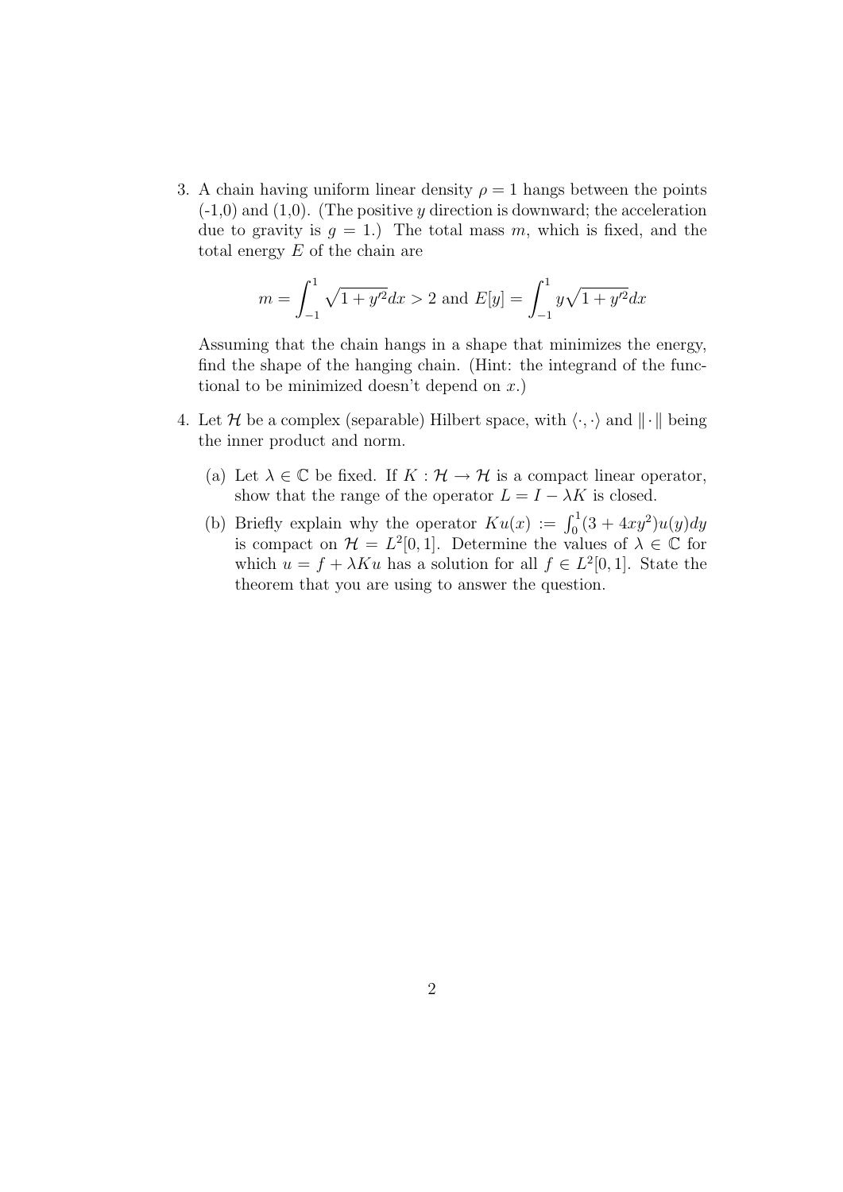3. A chain having uniform linear density $\rho = 1$ hangs between the points (-1,0) and (1,0). (The positive $y$ direction is downward; the acceleration due to gravity is $g = 1$.) The total mass $m$, which is fixed, and the total energy $E$ of the chain are

$$m = \int_{-1}^{1} \sqrt{1 + y'^2}dx > 2 \text{ and } E[y] = \int_{-1}^{1} y\sqrt{1 + y'^2}dx$$

Assuming that the chain hangs in a shape that minimizes the energy, find the shape of the hanging chain. (Hint: the integrand of the functional to be minimized doesn't depend on $x$.)

4. Let $\mathcal{H}$ be a complex (separable) Hilbert space, with $\langle \cdot, \cdot \rangle$ and $\| \cdot \|$ being the inner product and norm.

   (a) Let $\lambda \in \mathbb{C}$ be fixed. If $K : \mathcal{H} \to \mathcal{H}$ is a compact linear operator, show that the range of the operator $L = I - \lambda K$ is closed.

   (b) Briefly explain why the operator $Ku(x) := \int_0^1 (3 + 4xy^2)u(y)dy$ is compact on $\mathcal{H} = L^2[0, 1]$. Determine the values of $\lambda \in \mathbb{C}$ for which $u = f + \lambda Ku$ has a solution for all $f \in L^2[0, 1]$. State the theorem that you are using to answer the question.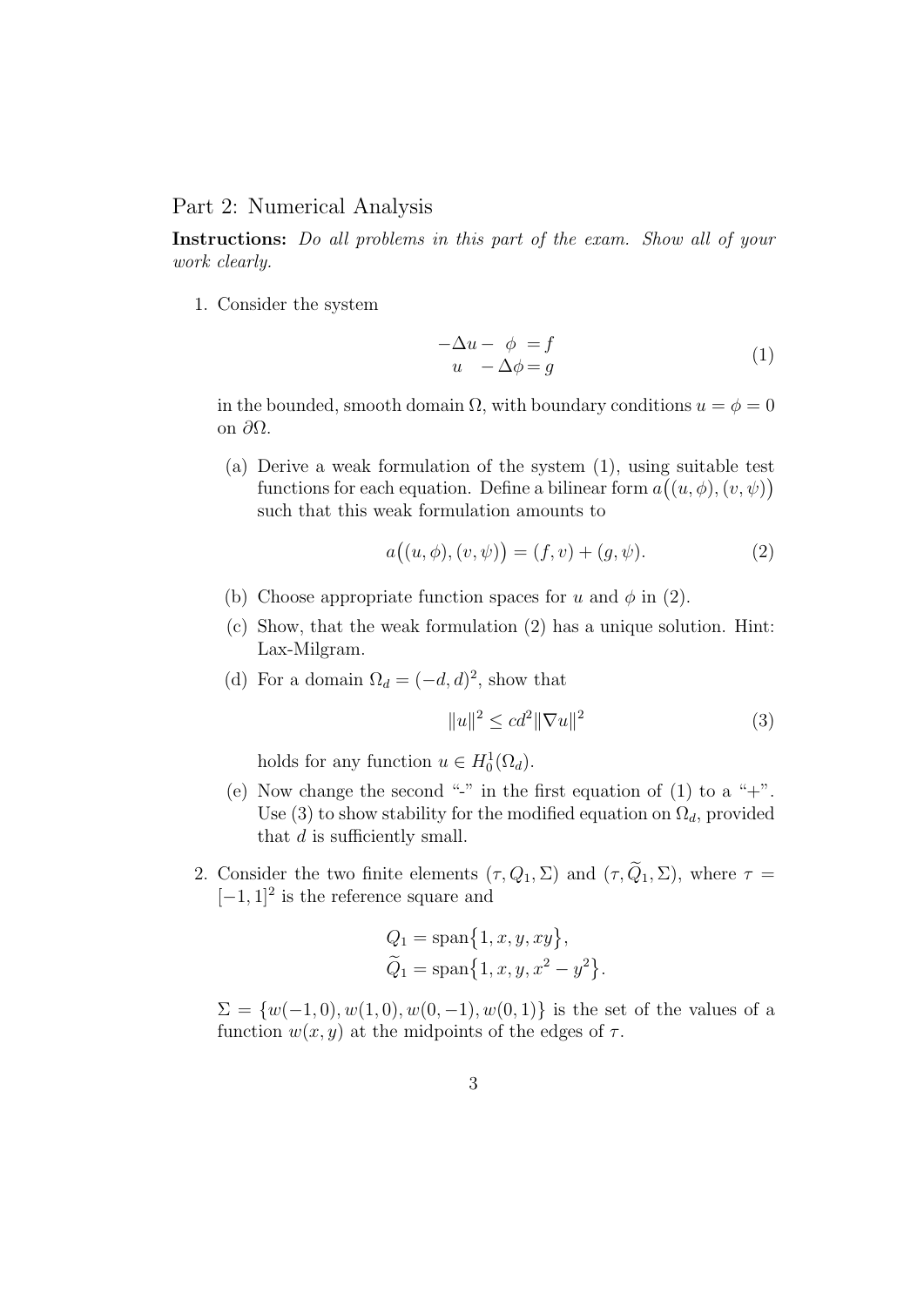## Part 2: Numerical Analysis

**Instructions:** *Do all problems in this part of the exam. Show all of your work clearly.*

1. Consider the system

$$
\begin{aligned}
-\Delta u - \phi &= f \\
u - \Delta \phi &= g
\end{aligned}
\tag{1}
$$

in the bounded, smooth domain $\Omega$, with boundary conditions $u = \phi = 0$ on $\partial\Omega$.

   (a) Derive a weak formulation of the system (1), using suitable test functions for each equation. Define a bilinear form $a\big((u,\phi),(v,\psi)\big)$ such that this weak formulation amounts to

$$
a\big((u,\phi),(v,\psi)\big) = (f,v) + (g,\psi). \tag{2}
$$

   (b) Choose appropriate function spaces for $u$ and $\phi$ in (2).

   (c) Show, that the weak formulation (2) has a unique solution. Hint: Lax-Milgram.

   (d) For a domain $\Omega_d = (-d,d)^2$, show that

$$
\|u\|^2 \le c d^2 \|\nabla u\|^2 \tag{3}
$$

   holds for any function $u \in H_0^1(\Omega_d)$.

   (e) Now change the second "-" in the first equation of (1) to a "+". Use (3) to show stability for the modified equation on $\Omega_d$, provided that $d$ is sufficiently small.

2. Consider the two finite elements $(\tau, Q_1, \Sigma)$ and $(\tau, \widetilde{Q}_1, \Sigma)$, where $\tau = [-1,1]^2$ is the reference square and

$$
\begin{aligned}
Q_1 &= \operatorname{span}\{1, x, y, xy\}, \\
\widetilde{Q}_1 &= \operatorname{span}\{1, x, y, x^2 - y^2\}.
\end{aligned}
$$

$\Sigma = \{w(-1,0), w(1,0), w(0,-1), w(0,1)\}$ is the set of the values of a function $w(x,y)$ at the midpoints of the edges of $\tau$.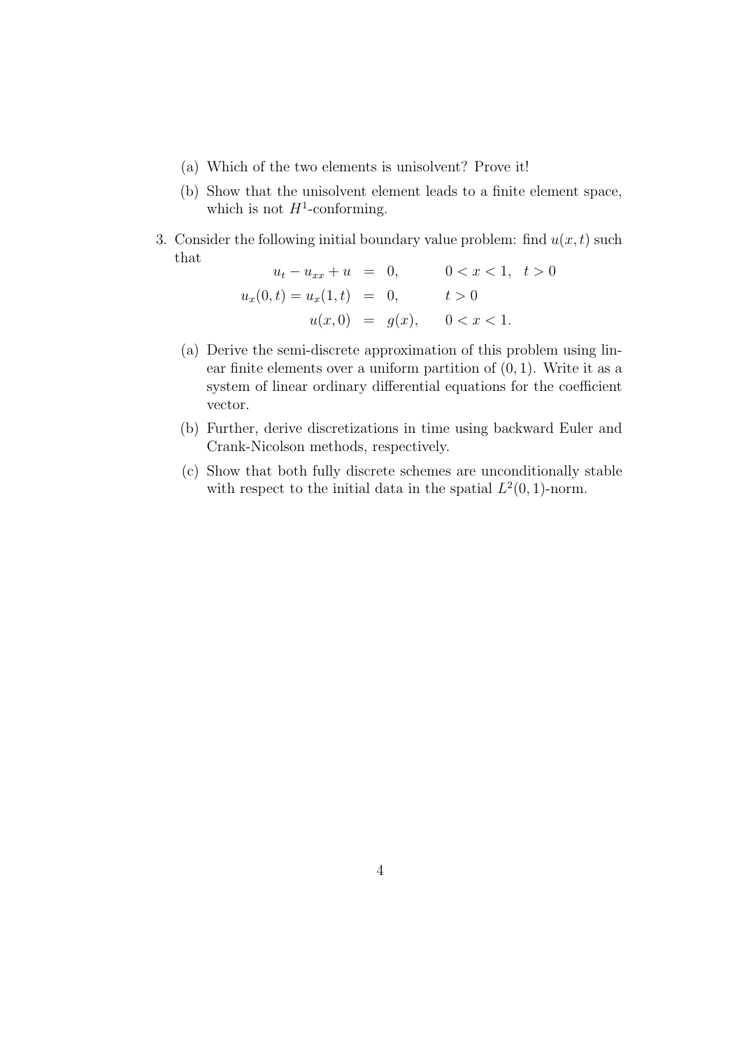(a) Which of the two elements is unisolvent? Prove it!

(b) Show that the unisolvent element leads to a finite element space, which is not $H^1$-conforming.

3. Consider the following initial boundary value problem: find $u(x,t)$ such that

$$
\begin{aligned}
u_t - u_{xx} + u &= 0, \qquad 0 < x < 1, \quad t > 0 \\
u_x(0,t) = u_x(1,t) &= 0, \qquad t > 0 \\
u(x,0) &= g(x), \qquad 0 < x < 1.
\end{aligned}
$$

(a) Derive the semi-discrete approximation of this problem using linear finite elements over a uniform partition of $(0,1)$. Write it as a system of linear ordinary differential equations for the coefficient vector.

(b) Further, derive discretizations in time using backward Euler and Crank-Nicolson methods, respectively.

(c) Show that both fully discrete schemes are unconditionally stable with respect to the initial data in the spatial $L^2(0,1)$-norm.